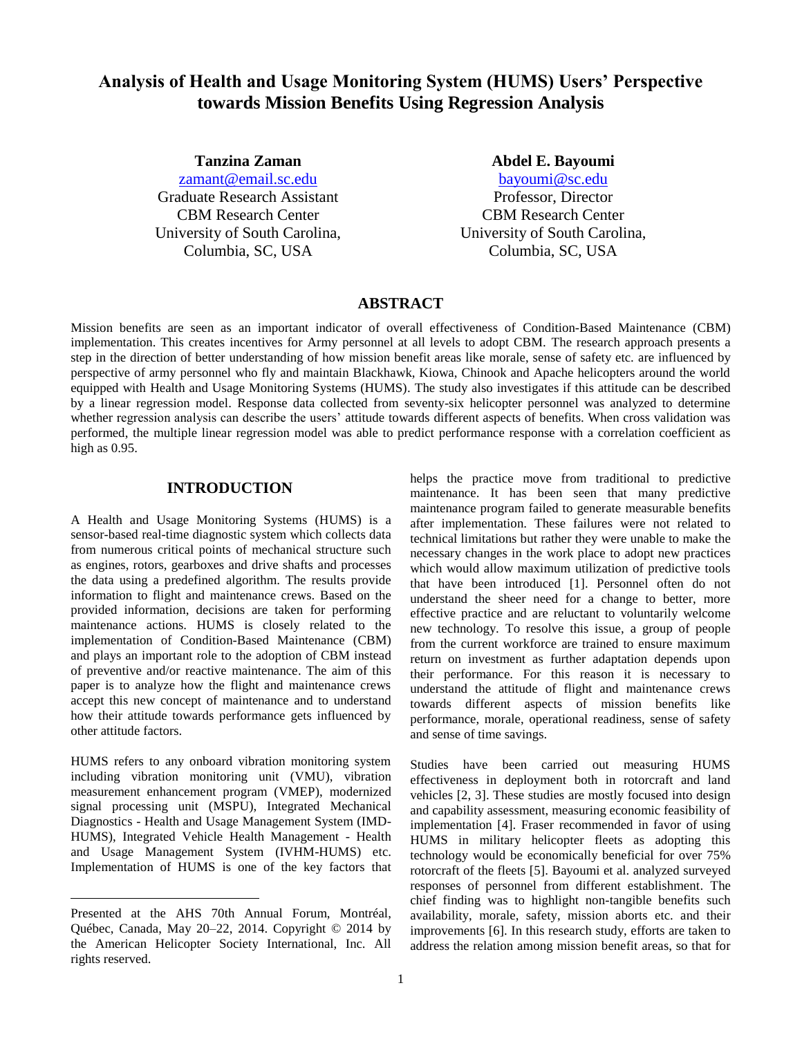# Analysis of Health and Usage Monitoring System (HUMS) Users' Perspective towards Mission Benefits Using Regression Analysis

**Tanzina Zaman**
zamant@email.sc.edu
Graduate Research Assistant
CBM Research Center
University of South Carolina,
Columbia, SC, USA

**Abdel E. Bayoumi**
bayoumi@sc.edu
Professor, Director
CBM Research Center
University of South Carolina,
Columbia, SC, USA

## ABSTRACT

Mission benefits are seen as an important indicator of overall effectiveness of Condition-Based Maintenance (CBM) implementation. This creates incentives for Army personnel at all levels to adopt CBM. The research approach presents a step in the direction of better understanding of how mission benefit areas like morale, sense of safety etc. are influenced by perspective of army personnel who fly and maintain Blackhawk, Kiowa, Chinook and Apache helicopters around the world equipped with Health and Usage Monitoring Systems (HUMS). The study also investigates if this attitude can be described by a linear regression model. Response data collected from seventy-six helicopter personnel was analyzed to determine whether regression analysis can describe the users' attitude towards different aspects of benefits. When cross validation was performed, the multiple linear regression model was able to predict performance response with a correlation coefficient as high as 0.95.

## INTRODUCTION

A Health and Usage Monitoring Systems (HUMS) is a sensor-based real-time diagnostic system which collects data from numerous critical points of mechanical structure such as engines, rotors, gearboxes and drive shafts and processes the data using a predefined algorithm. The results provide information to flight and maintenance crews. Based on the provided information, decisions are taken for performing maintenance actions. HUMS is closely related to the implementation of Condition-Based Maintenance (CBM) and plays an important role to the adoption of CBM instead of preventive and/or reactive maintenance. The aim of this paper is to analyze how the flight and maintenance crews accept this new concept of maintenance and to understand how their attitude towards performance gets influenced by other attitude factors.

HUMS refers to any onboard vibration monitoring system including vibration monitoring unit (VMU), vibration measurement enhancement program (VMEP), modernized signal processing unit (MSPU), Integrated Mechanical Diagnostics - Health and Usage Management System (IMD-HUMS), Integrated Vehicle Health Management - Health and Usage Management System (IVHM-HUMS) etc. Implementation of HUMS is one of the key factors that helps the practice move from traditional to predictive maintenance. It has been seen that many predictive maintenance program failed to generate measurable benefits after implementation. These failures were not related to technical limitations but rather they were unable to make the necessary changes in the work place to adopt new practices which would allow maximum utilization of predictive tools that have been introduced [1]. Personnel often do not understand the sheer need for a change to better, more effective practice and are reluctant to voluntarily welcome new technology. To resolve this issue, a group of people from the current workforce are trained to ensure maximum return on investment as further adaptation depends upon their performance. For this reason it is necessary to understand the attitude of flight and maintenance crews towards different aspects of mission benefits like performance, morale, operational readiness, sense of safety and sense of time savings.

Studies have been carried out measuring HUMS effectiveness in deployment both in rotorcraft and land vehicles [2, 3]. These studies are mostly focused into design and capability assessment, measuring economic feasibility of implementation [4]. Fraser recommended in favor of using HUMS in military helicopter fleets as adopting this technology would be economically beneficial for over 75% rotorcraft of the fleets [5]. Bayoumi et al. analyzed surveyed responses of personnel from different establishment. The chief finding was to highlight non-tangible benefits such availability, morale, safety, mission aborts etc. and their improvements [6]. In this research study, efforts are taken to address the relation among mission benefit areas, so that for

---

Presented at the AHS 70th Annual Forum, Montréal, Québec, Canada, May 20–22, 2014. Copyright © 2014 by the American Helicopter Society International, Inc. All rights reserved.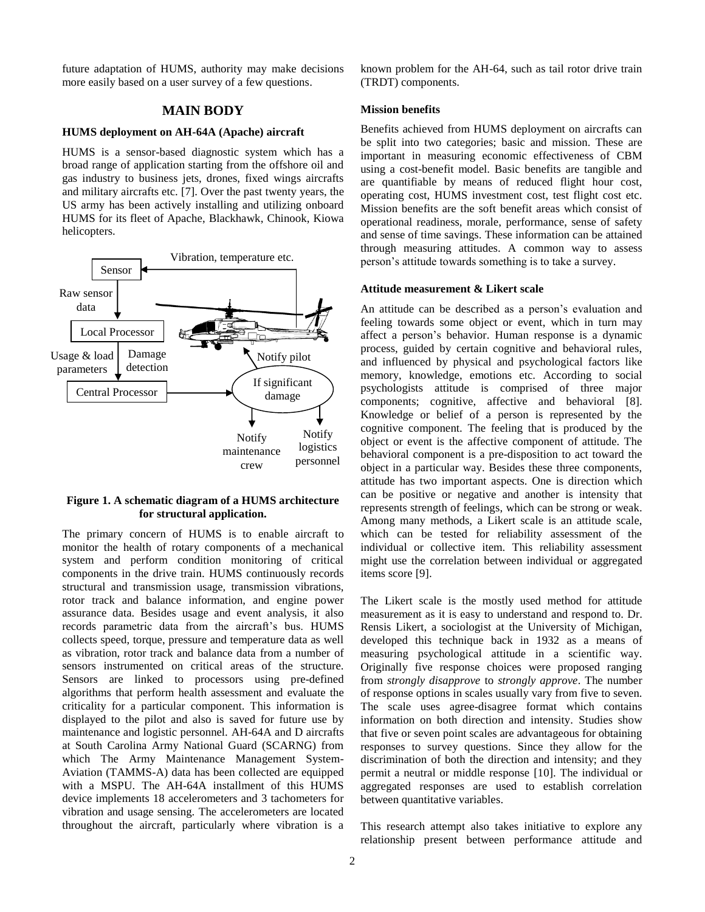future adaptation of HUMS, authority may make decisions more easily based on a user survey of a few questions.

## MAIN BODY

### HUMS deployment on AH-64A (Apache) aircraft

HUMS is a sensor-based diagnostic system which has a broad range of application starting from the offshore oil and gas industry to business jets, drones, fixed wings aircrafts and military aircrafts etc. [7]. Over the past twenty years, the US army has been actively installing and utilizing onboard HUMS for its fleet of Apache, Blackhawk, Chinook, Kiowa helicopters.

Vibration, temperature etc.
Sensor
Raw sensor data
Local Processor
Usage & load parameters
Damage detection
Central Processor
Notify pilot
If significant damage
Notify maintenance crew
Notify logistics personnel

**Figure 1. A schematic diagram of a HUMS architecture for structural application.**

The primary concern of HUMS is to enable aircraft to monitor the health of rotary components of a mechanical system and perform condition monitoring of critical components in the drive train. HUMS continuously records structural and transmission usage, transmission vibrations, rotor track and balance information, and engine power assurance data. Besides usage and event analysis, it also records parametric data from the aircraft's bus. HUMS collects speed, torque, pressure and temperature data as well as vibration, rotor track and balance data from a number of sensors instrumented on critical areas of the structure. Sensors are linked to processors using pre-defined algorithms that perform health assessment and evaluate the criticality for a particular component. This information is displayed to the pilot and also is saved for future use by maintenance and logistic personnel. AH-64A and D aircrafts at South Carolina Army National Guard (SCARNG) from which The Army Maintenance Management System-Aviation (TAMMS-A) data has been collected are equipped with a MSPU. The AH-64A installment of this HUMS device implements 18 accelerometers and 3 tachometers for vibration and usage sensing. The accelerometers are located throughout the aircraft, particularly where vibration is a known problem for the AH-64, such as tail rotor drive train (TRDT) components.

### Mission benefits

Benefits achieved from HUMS deployment on aircrafts can be split into two categories; basic and mission. These are important in measuring economic effectiveness of CBM using a cost-benefit model. Basic benefits are tangible and are quantifiable by means of reduced flight hour cost, operating cost, HUMS investment cost, test flight cost etc. Mission benefits are the soft benefit areas which consist of operational readiness, morale, performance, sense of safety and sense of time savings. These information can be attained through measuring attitudes. A common way to assess person's attitude towards something is to take a survey.

### Attitude measurement & Likert scale

An attitude can be described as a person's evaluation and feeling towards some object or event, which in turn may affect a person's behavior. Human response is a dynamic process, guided by certain cognitive and behavioral rules, and influenced by physical and psychological factors like memory, knowledge, emotions etc. According to social psychologists attitude is comprised of three major components; cognitive, affective and behavioral [8]. Knowledge or belief of a person is represented by the cognitive component. The feeling that is produced by the object or event is the affective component of attitude. The behavioral component is a pre-disposition to act toward the object in a particular way. Besides these three components, attitude has two important aspects. One is direction which can be positive or negative and another is intensity that represents strength of feelings, which can be strong or weak. Among many methods, a Likert scale is an attitude scale, which can be tested for reliability assessment of the individual or collective item. This reliability assessment might use the correlation between individual or aggregated items score [9].

The Likert scale is the mostly used method for attitude measurement as it is easy to understand and respond to. Dr. Rensis Likert, a sociologist at the University of Michigan, developed this technique back in 1932 as a means of measuring psychological attitude in a scientific way. Originally five response choices were proposed ranging from *strongly disapprove* to *strongly approve*. The number of response options in scales usually vary from five to seven. The scale uses agree-disagree format which contains information on both direction and intensity. Studies show that five or seven point scales are advantageous for obtaining responses to survey questions. Since they allow for the discrimination of both the direction and intensity; and they permit a neutral or middle response [10]. The individual or aggregated responses are used to establish correlation between quantitative variables.

This research attempt also takes initiative to explore any relationship present between performance attitude and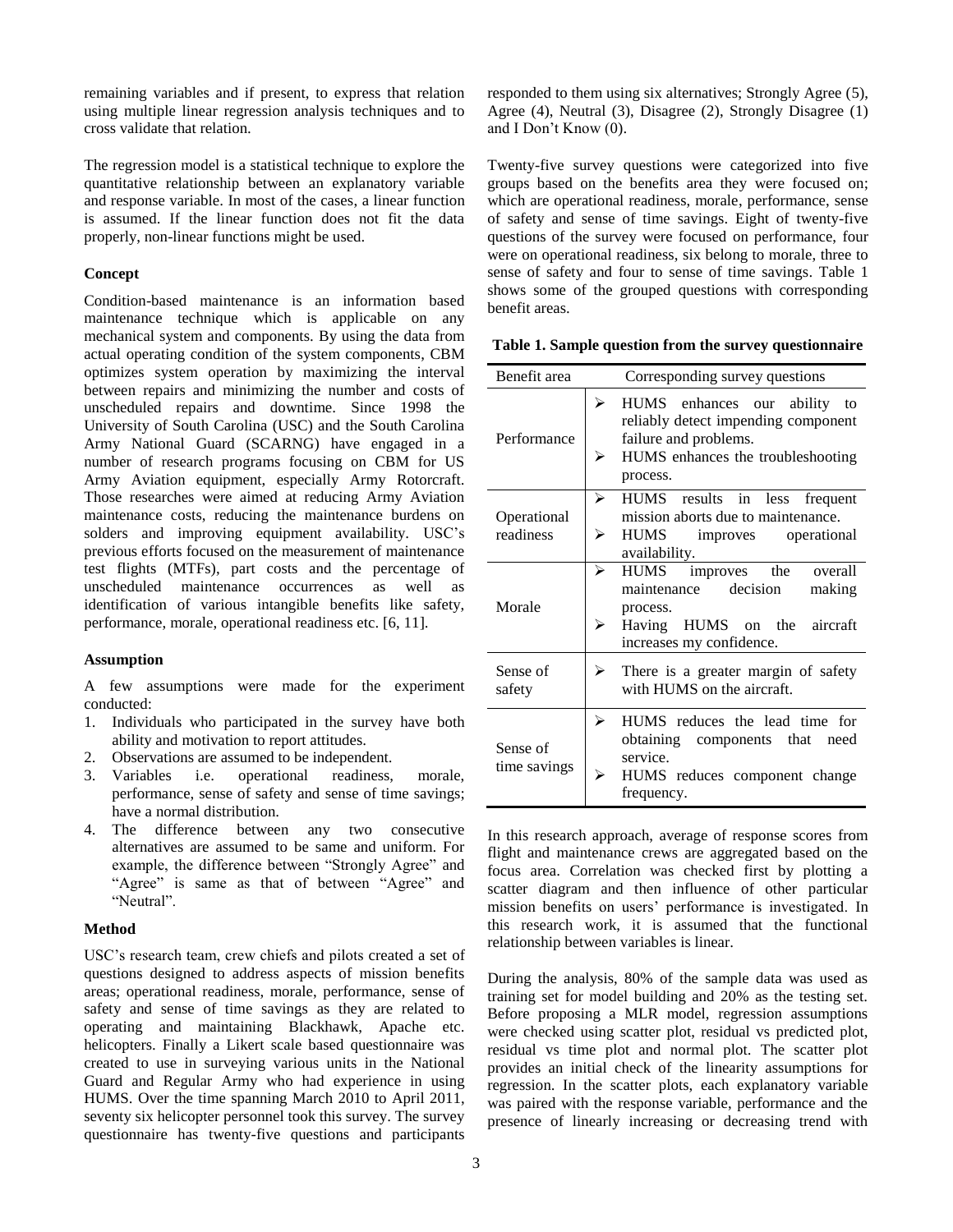remaining variables and if present, to express that relation using multiple linear regression analysis techniques and to cross validate that relation.

The regression model is a statistical technique to explore the quantitative relationship between an explanatory variable and response variable. In most of the cases, a linear function is assumed. If the linear function does not fit the data properly, non-linear functions might be used.

**Concept**

Condition-based maintenance is an information based maintenance technique which is applicable on any mechanical system and components. By using the data from actual operating condition of the system components, CBM optimizes system operation by maximizing the interval between repairs and minimizing the number and costs of unscheduled repairs and downtime. Since 1998 the University of South Carolina (USC) and the South Carolina Army National Guard (SCARNG) have engaged in a number of research programs focusing on CBM for US Army Aviation equipment, especially Army Rotorcraft. Those researches were aimed at reducing Army Aviation maintenance costs, reducing the maintenance burdens on solders and improving equipment availability. USC's previous efforts focused on the measurement of maintenance test flights (MTFs), part costs and the percentage of unscheduled maintenance occurrences as well as identification of various intangible benefits like safety, performance, morale, operational readiness etc. [6, 11].

**Assumption**

A few assumptions were made for the experiment conducted:

1. Individuals who participated in the survey have both ability and motivation to report attitudes.
2. Observations are assumed to be independent.
3. Variables i.e. operational readiness, morale, performance, sense of safety and sense of time savings; have a normal distribution.
4. The difference between any two consecutive alternatives are assumed to be same and uniform. For example, the difference between "Strongly Agree" and "Agree" is same as that of between "Agree" and "Neutral".

**Method**

USC's research team, crew chiefs and pilots created a set of questions designed to address aspects of mission benefits areas; operational readiness, morale, performance, sense of safety and sense of time savings as they are related to operating and maintaining Blackhawk, Apache etc. helicopters. Finally a Likert scale based questionnaire was created to use in surveying various units in the National Guard and Regular Army who had experience in using HUMS. Over the time spanning March 2010 to April 2011, seventy six helicopter personnel took this survey. The survey questionnaire has twenty-five questions and participants responded to them using six alternatives; Strongly Agree (5), Agree (4), Neutral (3), Disagree (2), Strongly Disagree (1) and I Don't Know (0).

Twenty-five survey questions were categorized into five groups based on the benefits area they were focused on; which are operational readiness, morale, performance, sense of safety and sense of time savings. Eight of twenty-five questions of the survey were focused on performance, four were on operational readiness, six belong to morale, three to sense of safety and four to sense of time savings. Table 1 shows some of the grouped questions with corresponding benefit areas.

**Table 1. Sample question from the survey questionnaire**

| Benefit area | Corresponding survey questions |
|---|---|
| Performance | ➢ HUMS enhances our ability to reliably detect impending component failure and problems. <br> ➢ HUMS enhances the troubleshooting process. |
| Operational readiness | ➢ HUMS results in less frequent mission aborts due to maintenance. <br> ➢ HUMS improves operational availability. |
| Morale | ➢ HUMS improves the overall maintenance decision making process. <br> ➢ Having HUMS on the aircraft increases my confidence. |
| Sense of safety | ➢ There is a greater margin of safety with HUMS on the aircraft. |
| Sense of time savings | ➢ HUMS reduces the lead time for obtaining components that need service. <br> ➢ HUMS reduces component change frequency. |

In this research approach, average of response scores from flight and maintenance crews are aggregated based on the focus area. Correlation was checked first by plotting a scatter diagram and then influence of other particular mission benefits on users' performance is investigated. In this research work, it is assumed that the functional relationship between variables is linear.

During the analysis, 80% of the sample data was used as training set for model building and 20% as the testing set. Before proposing a MLR model, regression assumptions were checked using scatter plot, residual vs predicted plot, residual vs time plot and normal plot. The scatter plot provides an initial check of the linearity assumptions for regression. In the scatter plots, each explanatory variable was paired with the response variable, performance and the presence of linearly increasing or decreasing trend with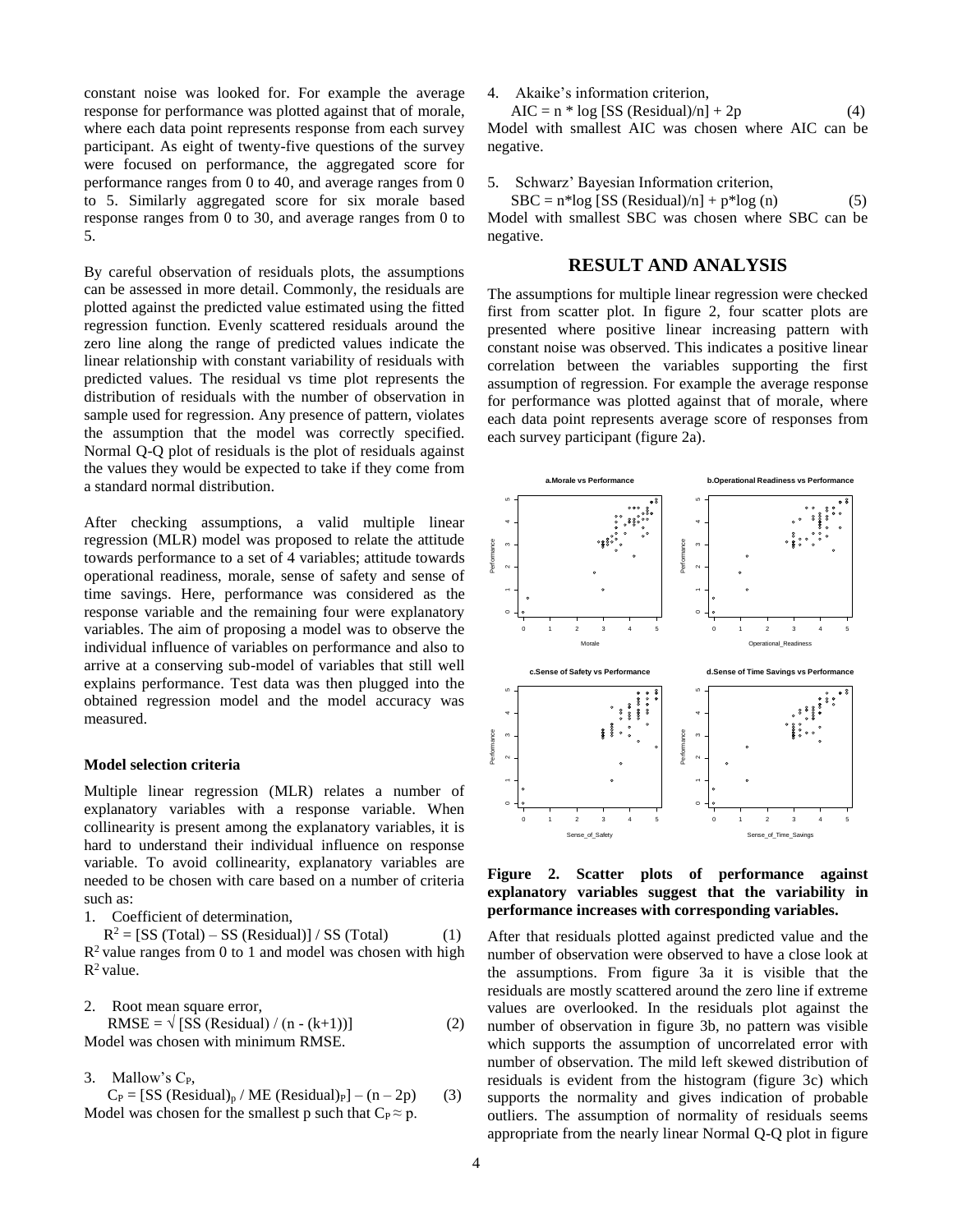constant noise was looked for. For example the average response for performance was plotted against that of morale, where each data point represents response from each survey participant. As eight of twenty-five questions of the survey were focused on performance, the aggregated score for performance ranges from 0 to 40, and average ranges from 0 to 5. Similarly aggregated score for six morale based response ranges from 0 to 30, and average ranges from 0 to 5.

By careful observation of residuals plots, the assumptions can be assessed in more detail. Commonly, the residuals are plotted against the predicted value estimated using the fitted regression function. Evenly scattered residuals around the zero line along the range of predicted values indicate the linear relationship with constant variability of residuals with predicted values. The residual vs time plot represents the distribution of residuals with the number of observation in sample used for regression. Any presence of pattern, violates the assumption that the model was correctly specified. Normal Q-Q plot of residuals is the plot of residuals against the values they would be expected to take if they come from a standard normal distribution.

After checking assumptions, a valid multiple linear regression (MLR) model was proposed to relate the attitude towards performance to a set of 4 variables; attitude towards operational readiness, morale, sense of safety and sense of time savings. Here, performance was considered as the response variable and the remaining four were explanatory variables. The aim of proposing a model was to observe the individual influence of variables on performance and also to arrive at a conserving sub-model of variables that still well explains performance. Test data was then plugged into the obtained regression model and the model accuracy was measured.

#### Model selection criteria

Multiple linear regression (MLR) relates a number of explanatory variables with a response variable. When collinearity is present among the explanatory variables, it is hard to understand their individual influence on response variable. To avoid collinearity, explanatory variables are needed to be chosen with care based on a number of criteria such as:

1. Coefficient of determination,

$$R^2 = [SS\ (Total) - SS\ (Residual)]\ /\ SS\ (Total) \quad (1)$$

$R^2$ value ranges from 0 to 1 and model was chosen with high $R^2$ value.

2. Root mean square error,

$$RMSE = \sqrt{[SS\ (Residual)\ /\ (n - (k+1))]} \quad (2)$$

Model was chosen with minimum RMSE.

3. Mallow's $C_P$,

$$C_P = [SS\ (Residual)_p\ /\ ME\ (Residual)_P] - (n - 2p) \quad (3)$$

Model was chosen for the smallest p such that $C_P \approx p$.

4. Akaike's information criterion,

$$AIC = n * \log\ [SS\ (Residual)/n] + 2p \quad (4)$$

Model with smallest AIC was chosen where AIC can be negative.

5. Schwarz' Bayesian Information criterion,

$$SBC = n*\log\ [SS\ (Residual)/n] + p*\log\ (n) \quad (5)$$

Model with smallest SBC was chosen where SBC can be negative.

## RESULT AND ANALYSIS

The assumptions for multiple linear regression were checked first from scatter plot. In figure 2, four scatter plots are presented where positive linear increasing pattern with constant noise was observed. This indicates a positive linear correlation between the variables supporting the first assumption of regression. For example the average response for performance was plotted against that of morale, where each data point represents average score of responses from each survey participant (figure 2a).

a.Morale vs Performance
Performance
Morale
0 1 2 3 4 5

b.Operational Readiness vs Performance
Performance
Operational_Readiness
0 1 2 3 4 5

c.Sense of Safety vs Performance
Performance
Sense_of_Safety
0 1 2 3 4 5

d.Sense of Time Savings vs Performance
Performance
Sense_of_Time_Savings
0 1 2 3 4 5

**Figure 2. Scatter plots of performance against explanatory variables suggest that the variability in performance increases with corresponding variables.**

After that residuals plotted against predicted value and the number of observation were observed to have a close look at the assumptions. From figure 3a it is visible that the residuals are mostly scattered around the zero line if extreme values are overlooked. In the residuals plot against the number of observation in figure 3b, no pattern was visible which supports the assumption of uncorrelated error with number of observation. The mild left skewed distribution of residuals is evident from the histogram (figure 3c) which supports the normality and gives indication of probable outliers. The assumption of normality of residuals seems appropriate from the nearly linear Normal Q-Q plot in figure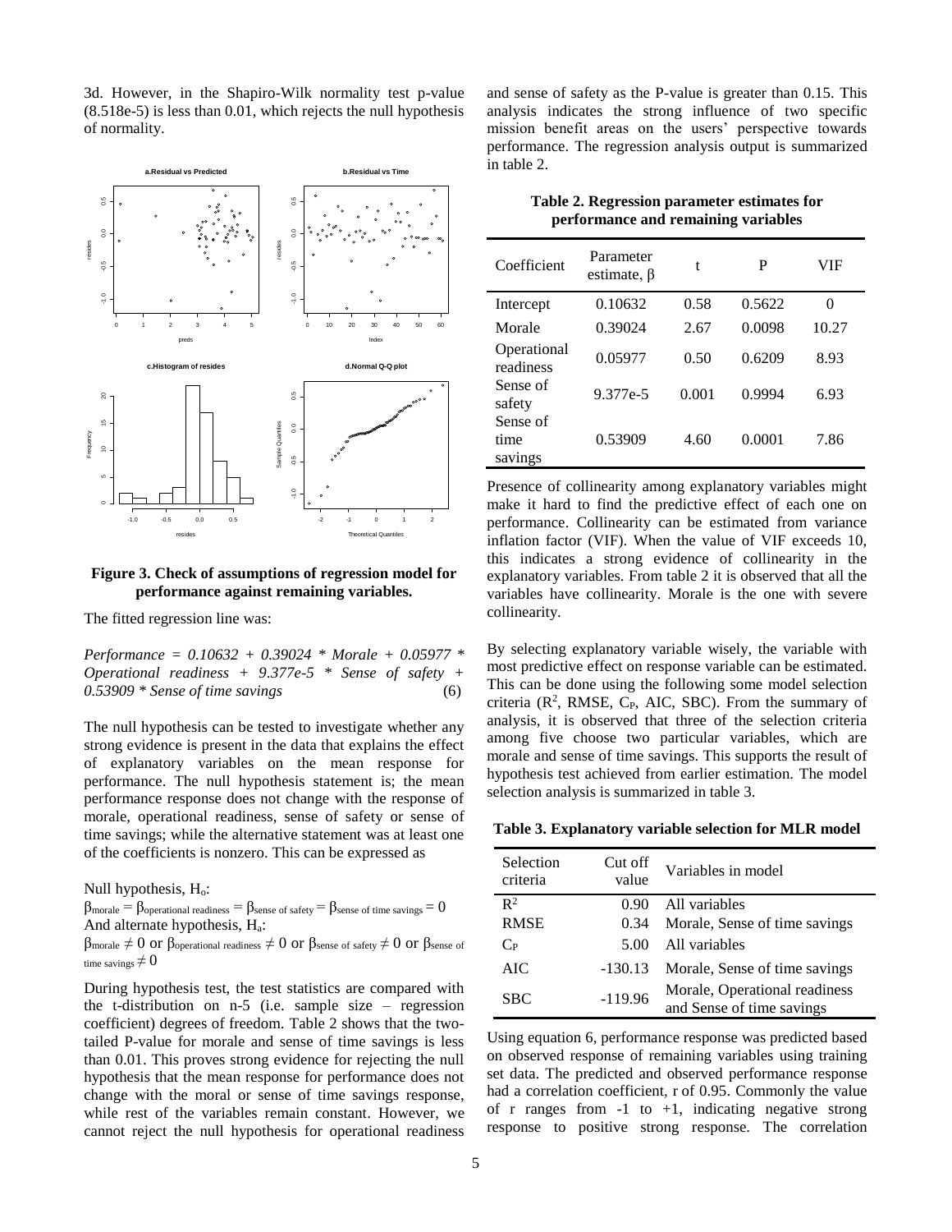3d. However, in the Shapiro-Wilk normality test p-value (8.518e-5) is less than 0.01, which rejects the null hypothesis of normality.

a.Residual vs Predicted

b.Residual vs Time

c.Histogram of resides

d.Normal Q-Q plot

**Figure 3. Check of assumptions of regression model for performance against remaining variables.**

The fitted regression line was:

*Performance = 0.10632 + 0.39024 \* Morale + 0.05977 \* Operational readiness + 9.377e-5 \* Sense of safety + 0.53909 \* Sense of time savings* (6)

The null hypothesis can be tested to investigate whether any strong evidence is present in the data that explains the effect of explanatory variables on the mean response for performance. The null hypothesis statement is; the mean performance response does not change with the response of morale, operational readiness, sense of safety or sense of time savings; while the alternative statement was at least one of the coefficients is nonzero. This can be expressed as

Null hypothesis, $H_o$:

$\beta_{morale} = \beta_{operational\ readiness} = \beta_{sense\ of\ safety} = \beta_{sense\ of\ time\ savings} = 0$

And alternate hypothesis, $H_a$:

$\beta_{morale} \neq 0$ or $\beta_{operational\ readiness} \neq 0$ or $\beta_{sense\ of\ safety} \neq 0$ or $\beta_{sense\ of\ time\ savings} \neq 0$

During hypothesis test, the test statistics are compared with the t-distribution on n-5 (i.e. sample size – regression coefficient) degrees of freedom. Table 2 shows that the two-tailed P-value for morale and sense of time savings is less than 0.01. This proves strong evidence for rejecting the null hypothesis that the mean response for performance does not change with the moral or sense of time savings response, while rest of the variables remain constant. However, we cannot reject the null hypothesis for operational readiness and sense of safety as the P-value is greater than 0.15. This analysis indicates the strong influence of two specific mission benefit areas on the users' perspective towards performance. The regression analysis output is summarized in table 2.

**Table 2. Regression parameter estimates for performance and remaining variables**

| Coefficient | Parameter estimate, β | t | P | VIF |
|---|---|---|---|---|
| Intercept | 0.10632 | 0.58 | 0.5622 | 0 |
| Morale | 0.39024 | 2.67 | 0.0098 | 10.27 |
| Operational readiness | 0.05977 | 0.50 | 0.6209 | 8.93 |
| Sense of safety | 9.377e-5 | 0.001 | 0.9994 | 6.93 |
| Sense of time savings | 0.53909 | 4.60 | 0.0001 | 7.86 |

Presence of collinearity among explanatory variables might make it hard to find the predictive effect of each one on performance. Collinearity can be estimated from variance inflation factor (VIF). When the value of VIF exceeds 10, this indicates a strong evidence of collinearity in the explanatory variables. From table 2 it is observed that all the variables have collinearity. Morale is the one with severe collinearity.

By selecting explanatory variable wisely, the variable with most predictive effect on response variable can be estimated. This can be done using the following some model selection criteria ($R^2$, RMSE, $C_P$, AIC, SBC). From the summary of analysis, it is observed that three of the selection criteria among five choose two particular variables, which are morale and sense of time savings. This supports the result of hypothesis test achieved from earlier estimation. The model selection analysis is summarized in table 3.

**Table 3. Explanatory variable selection for MLR model**

| Selection criteria | Cut off value | Variables in model |
|---|---|---|
| $R^2$ | 0.90 | All variables |
| RMSE | 0.34 | Morale, Sense of time savings |
| $C_P$ | 5.00 | All variables |
| AIC | -130.13 | Morale, Sense of time savings |
| SBC | -119.96 | Morale, Operational readiness and Sense of time savings |

Using equation 6, performance response was predicted based on observed response of remaining variables using training set data. The predicted and observed performance response had a correlation coefficient, r of 0.95. Commonly the value of r ranges from -1 to +1, indicating negative strong response to positive strong response. The correlation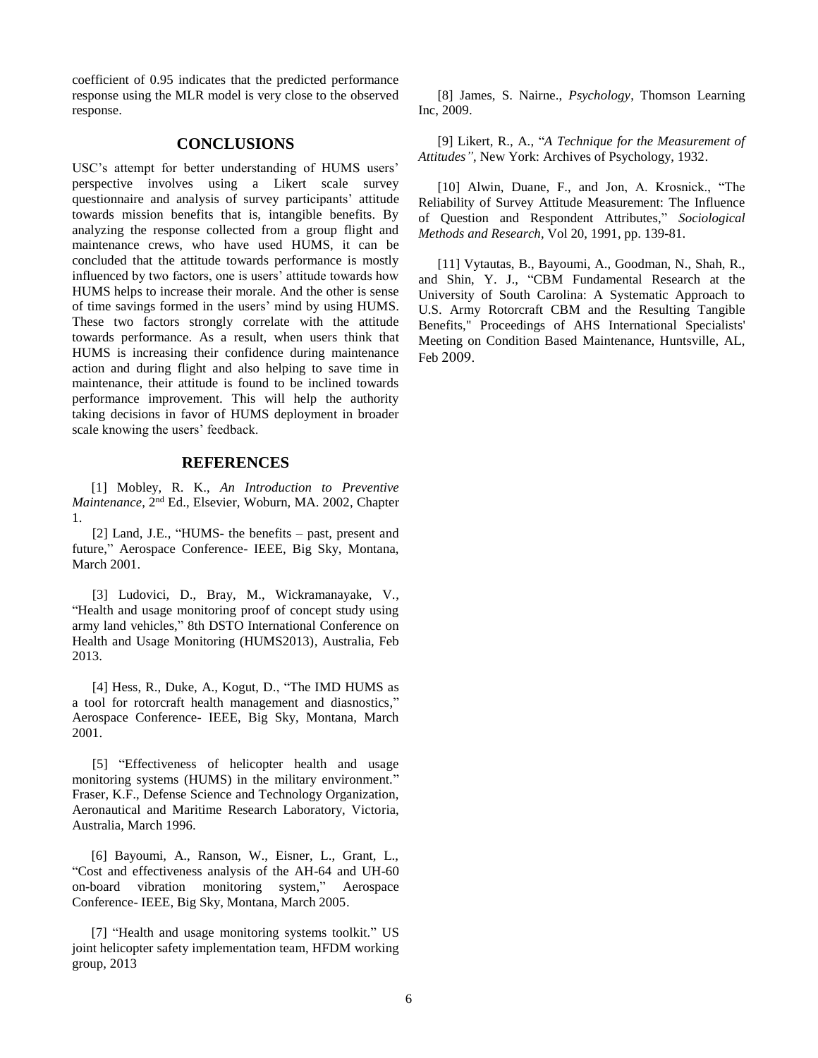coefficient of 0.95 indicates that the predicted performance response using the MLR model is very close to the observed response.

## CONCLUSIONS

USC's attempt for better understanding of HUMS users' perspective involves using a Likert scale survey questionnaire and analysis of survey participants' attitude towards mission benefits that is, intangible benefits. By analyzing the response collected from a group flight and maintenance crews, who have used HUMS, it can be concluded that the attitude towards performance is mostly influenced by two factors, one is users' attitude towards how HUMS helps to increase their morale. And the other is sense of time savings formed in the users' mind by using HUMS. These two factors strongly correlate with the attitude towards performance. As a result, when users think that HUMS is increasing their confidence during maintenance action and during flight and also helping to save time in maintenance, their attitude is found to be inclined towards performance improvement. This will help the authority taking decisions in favor of HUMS deployment in broader scale knowing the users' feedback.

## REFERENCES

[1] Mobley, R. K., *An Introduction to Preventive Maintenance*, 2nd Ed., Elsevier, Woburn, MA. 2002, Chapter 1.

[2] Land, J.E., "HUMS- the benefits – past, present and future," Aerospace Conference- IEEE, Big Sky, Montana, March 2001.

[3] Ludovici, D., Bray, M., Wickramanayake, V., "Health and usage monitoring proof of concept study using army land vehicles," 8th DSTO International Conference on Health and Usage Monitoring (HUMS2013), Australia, Feb 2013.

[4] Hess, R., Duke, A., Kogut, D., "The IMD HUMS as a tool for rotorcraft health management and diasnostics," Aerospace Conference- IEEE, Big Sky, Montana, March 2001.

[5] "Effectiveness of helicopter health and usage monitoring systems (HUMS) in the military environment." Fraser, K.F., Defense Science and Technology Organization, Aeronautical and Maritime Research Laboratory, Victoria, Australia, March 1996.

[6] Bayoumi, A., Ranson, W., Eisner, L., Grant, L., "Cost and effectiveness analysis of the AH-64 and UH-60 on-board vibration monitoring system," Aerospace Conference- IEEE, Big Sky, Montana, March 2005.

[7] "Health and usage monitoring systems toolkit." US joint helicopter safety implementation team, HFDM working group, 2013

[8] James, S. Nairne., *Psychology*, Thomson Learning Inc, 2009.

[9] Likert, R., A., "*A Technique for the Measurement of Attitudes"*, New York: Archives of Psychology, 1932.

[10] Alwin, Duane, F., and Jon, A. Krosnick., "The Reliability of Survey Attitude Measurement: The Influence of Question and Respondent Attributes," *Sociological Methods and Research*, Vol 20, 1991, pp. 139-81.

[11] Vytautas, B., Bayoumi, A., Goodman, N., Shah, R., and Shin, Y. J., "CBM Fundamental Research at the University of South Carolina: A Systematic Approach to U.S. Army Rotorcraft CBM and the Resulting Tangible Benefits," Proceedings of AHS International Specialists' Meeting on Condition Based Maintenance, Huntsville, AL, Feb 2009.